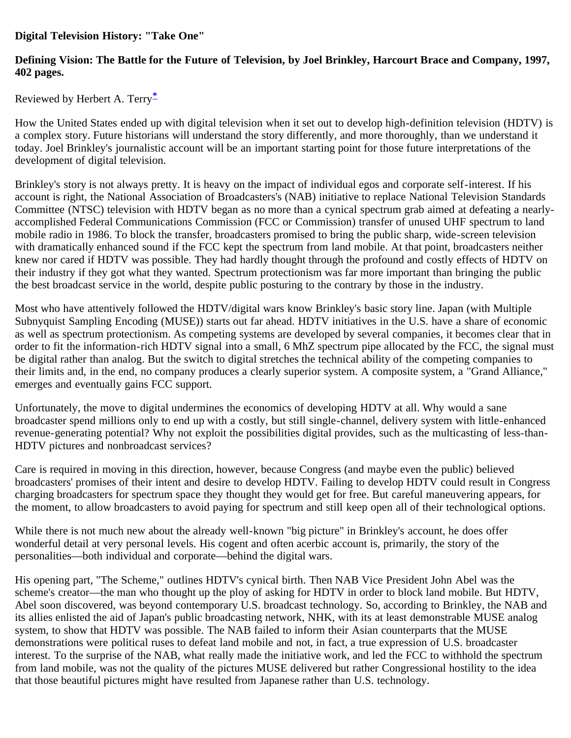**Digital Television History: "Take One"**

**Defining Vision: The Battle for the Future of Television, by Joel Brinkley, Harcourt Brace and Company, 1997, 402 pages.**

Reviewed by Herbert A. Terry[*]

How the United States ended up with digital television when it set out to develop high-definition television (HDTV) is a complex story. Future historians will understand the story differently, and more thoroughly, than we understand it today. Joel Brinkley's journalistic account will be an important starting point for those future interpretations of the development of digital television.

Brinkley's story is not always pretty. It is heavy on the impact of individual egos and corporate self-interest. If his account is right, the National Association of Broadcasters's (NAB) initiative to replace National Television Standards Committee (NTSC) television with HDTV began as no more than a cynical spectrum grab aimed at defeating a nearly-accomplished Federal Communications Commission (FCC or Commission) transfer of unused UHF spectrum to land mobile radio in 1986. To block the transfer, broadcasters promised to bring the public sharp, wide-screen television with dramatically enhanced sound if the FCC kept the spectrum from land mobile. At that point, broadcasters neither knew nor cared if HDTV was possible. They had hardly thought through the profound and costly effects of HDTV on their industry if they got what they wanted. Spectrum protectionism was far more important than bringing the public the best broadcast service in the world, despite public posturing to the contrary by those in the industry.

Most who have attentively followed the HDTV/digital wars know Brinkley's basic story line. Japan (with Multiple Subnyquist Sampling Encoding (MUSE)) starts out far ahead. HDTV initiatives in the U.S. have a share of economic as well as spectrum protectionism. As competing systems are developed by several companies, it becomes clear that in order to fit the information-rich HDTV signal into a small, 6 MhZ spectrum pipe allocated by the FCC, the signal must be digital rather than analog. But the switch to digital stretches the technical ability of the competing companies to their limits and, in the end, no company produces a clearly superior system. A composite system, a "Grand Alliance," emerges and eventually gains FCC support.

Unfortunately, the move to digital undermines the economics of developing HDTV at all. Why would a sane broadcaster spend millions only to end up with a costly, but still single-channel, delivery system with little-enhanced revenue-generating potential? Why not exploit the possibilities digital provides, such as the multicasting of less-than-HDTV pictures and nonbroadcast services?

Care is required in moving in this direction, however, because Congress (and maybe even the public) believed broadcasters' promises of their intent and desire to develop HDTV. Failing to develop HDTV could result in Congress charging broadcasters for spectrum space they thought they would get for free. But careful maneuvering appears, for the moment, to allow broadcasters to avoid paying for spectrum and still keep open all of their technological options.

While there is not much new about the already well-known "big picture" in Brinkley's account, he does offer wonderful detail at very personal levels. His cogent and often acerbic account is, primarily, the story of the personalities—both individual and corporate—behind the digital wars.

His opening part, "The Scheme," outlines HDTV's cynical birth. Then NAB Vice President John Abel was the scheme's creator—the man who thought up the ploy of asking for HDTV in order to block land mobile. But HDTV, Abel soon discovered, was beyond contemporary U.S. broadcast technology. So, according to Brinkley, the NAB and its allies enlisted the aid of Japan's public broadcasting network, NHK, with its at least demonstrable MUSE analog system, to show that HDTV was possible. The NAB failed to inform their Asian counterparts that the MUSE demonstrations were political ruses to defeat land mobile and not, in fact, a true expression of U.S. broadcaster interest. To the surprise of the NAB, what really made the initiative work, and led the FCC to withhold the spectrum from land mobile, was not the quality of the pictures MUSE delivered but rather Congressional hostility to the idea that those beautiful pictures might have resulted from Japanese rather than U.S. technology.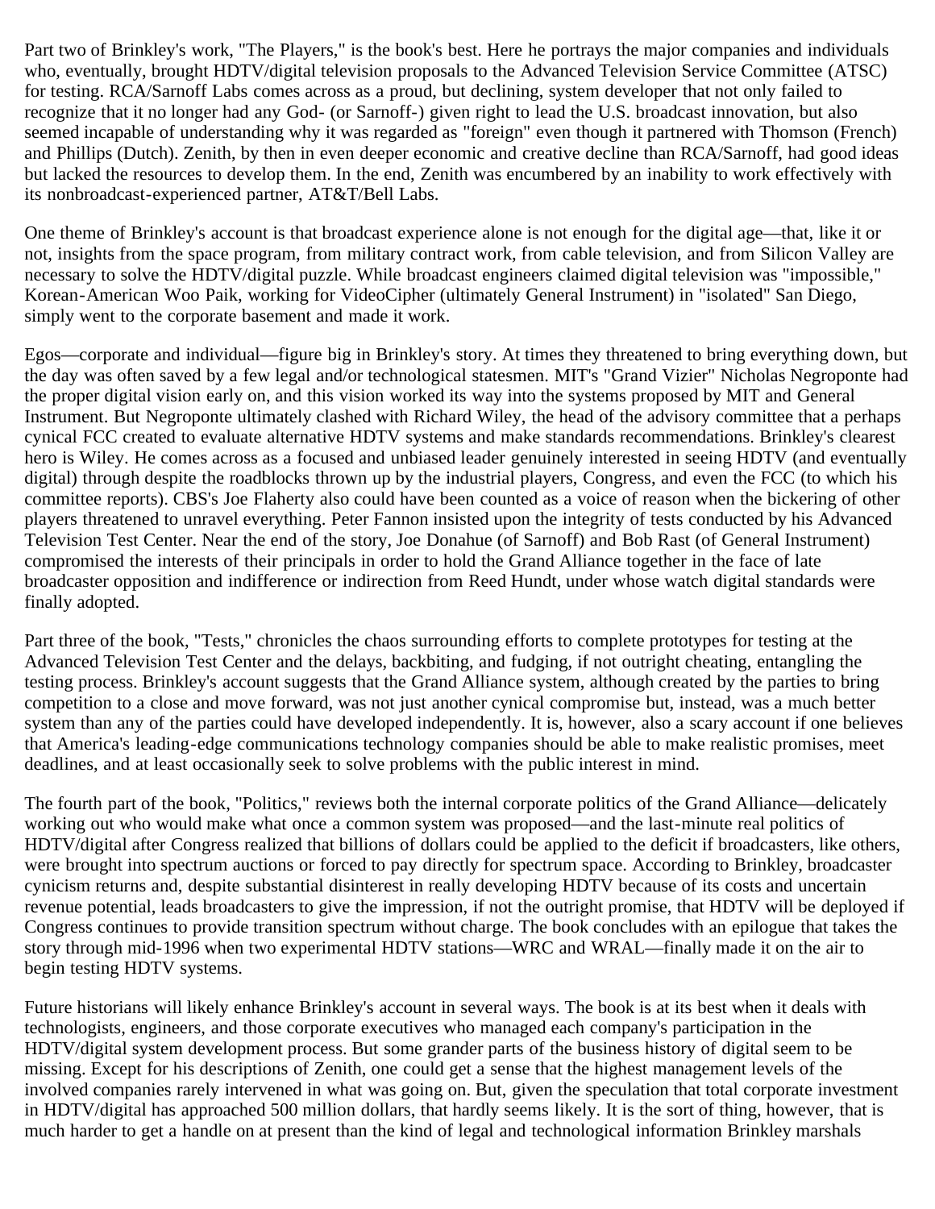Part two of Brinkley's work, "The Players," is the book's best. Here he portrays the major companies and individuals who, eventually, brought HDTV/digital television proposals to the Advanced Television Service Committee (ATSC) for testing. RCA/Sarnoff Labs comes across as a proud, but declining, system developer that not only failed to recognize that it no longer had any God- (or Sarnoff-) given right to lead the U.S. broadcast innovation, but also seemed incapable of understanding why it was regarded as "foreign" even though it partnered with Thomson (French) and Phillips (Dutch). Zenith, by then in even deeper economic and creative decline than RCA/Sarnoff, had good ideas but lacked the resources to develop them. In the end, Zenith was encumbered by an inability to work effectively with its nonbroadcast-experienced partner, AT&T/Bell Labs.

One theme of Brinkley's account is that broadcast experience alone is not enough for the digital age—that, like it or not, insights from the space program, from military contract work, from cable television, and from Silicon Valley are necessary to solve the HDTV/digital puzzle. While broadcast engineers claimed digital television was "impossible," Korean-American Woo Paik, working for VideoCipher (ultimately General Instrument) in "isolated" San Diego, simply went to the corporate basement and made it work.

Egos—corporate and individual—figure big in Brinkley's story. At times they threatened to bring everything down, but the day was often saved by a few legal and/or technological statesmen. MIT's "Grand Vizier" Nicholas Negroponte had the proper digital vision early on, and this vision worked its way into the systems proposed by MIT and General Instrument. But Negroponte ultimately clashed with Richard Wiley, the head of the advisory committee that a perhaps cynical FCC created to evaluate alternative HDTV systems and make standards recommendations. Brinkley's clearest hero is Wiley. He comes across as a focused and unbiased leader genuinely interested in seeing HDTV (and eventually digital) through despite the roadblocks thrown up by the industrial players, Congress, and even the FCC (to which his committee reports). CBS's Joe Flaherty also could have been counted as a voice of reason when the bickering of other players threatened to unravel everything. Peter Fannon insisted upon the integrity of tests conducted by his Advanced Television Test Center. Near the end of the story, Joe Donahue (of Sarnoff) and Bob Rast (of General Instrument) compromised the interests of their principals in order to hold the Grand Alliance together in the face of late broadcaster opposition and indifference or indirection from Reed Hundt, under whose watch digital standards were finally adopted.

Part three of the book, "Tests," chronicles the chaos surrounding efforts to complete prototypes for testing at the Advanced Television Test Center and the delays, backbiting, and fudging, if not outright cheating, entangling the testing process. Brinkley's account suggests that the Grand Alliance system, although created by the parties to bring competition to a close and move forward, was not just another cynical compromise but, instead, was a much better system than any of the parties could have developed independently. It is, however, also a scary account if one believes that America's leading-edge communications technology companies should be able to make realistic promises, meet deadlines, and at least occasionally seek to solve problems with the public interest in mind.

The fourth part of the book, "Politics," reviews both the internal corporate politics of the Grand Alliance—delicately working out who would make what once a common system was proposed—and the last-minute real politics of HDTV/digital after Congress realized that billions of dollars could be applied to the deficit if broadcasters, like others, were brought into spectrum auctions or forced to pay directly for spectrum space. According to Brinkley, broadcaster cynicism returns and, despite substantial disinterest in really developing HDTV because of its costs and uncertain revenue potential, leads broadcasters to give the impression, if not the outright promise, that HDTV will be deployed if Congress continues to provide transition spectrum without charge. The book concludes with an epilogue that takes the story through mid-1996 when two experimental HDTV stations—WRC and WRAL—finally made it on the air to begin testing HDTV systems.

Future historians will likely enhance Brinkley's account in several ways. The book is at its best when it deals with technologists, engineers, and those corporate executives who managed each company's participation in the HDTV/digital system development process. But some grander parts of the business history of digital seem to be missing. Except for his descriptions of Zenith, one could get a sense that the highest management levels of the involved companies rarely intervened in what was going on. But, given the speculation that total corporate investment in HDTV/digital has approached 500 million dollars, that hardly seems likely. It is the sort of thing, however, that is much harder to get a handle on at present than the kind of legal and technological information Brinkley marshals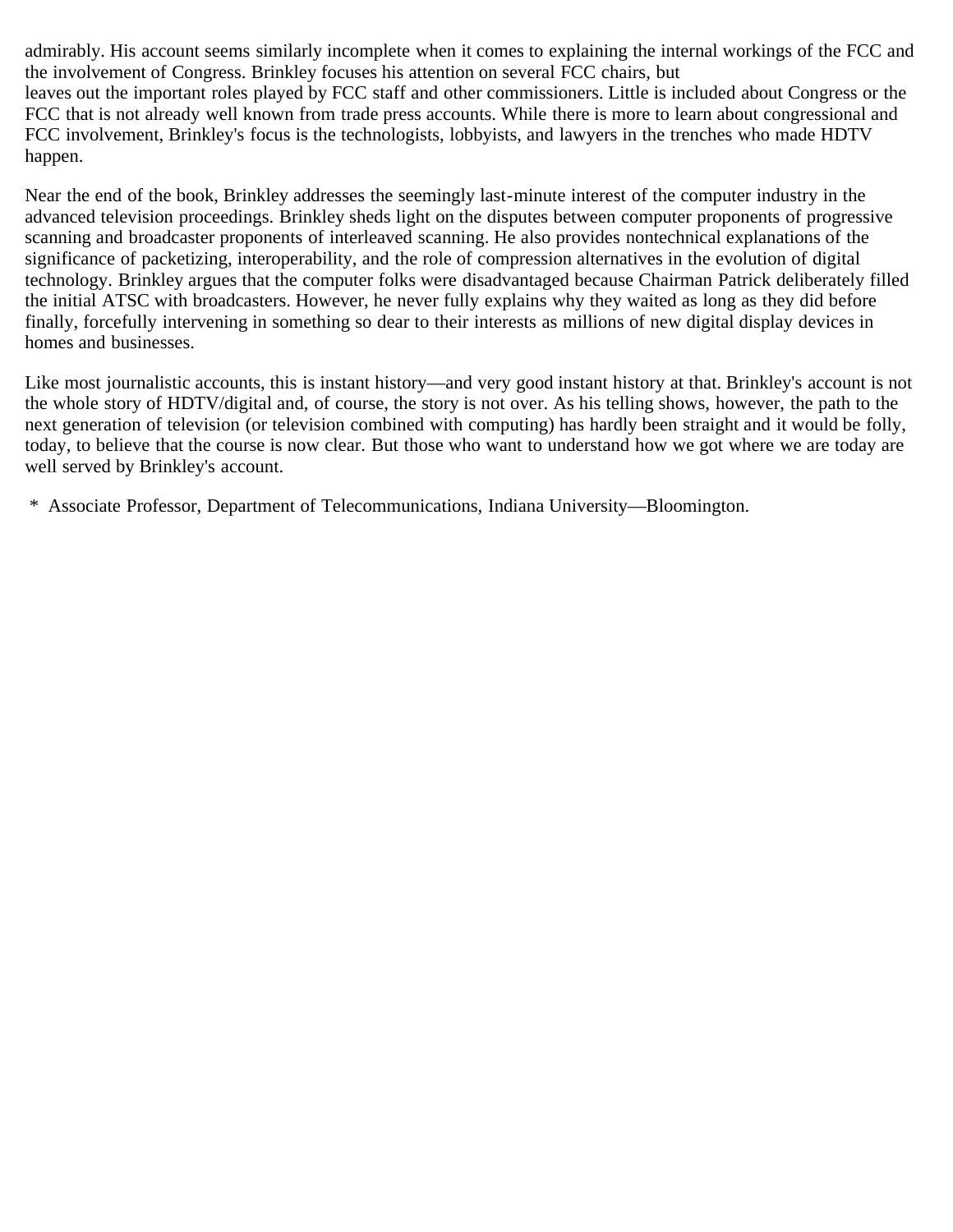admirably. His account seems similarly incomplete when it comes to explaining the internal workings of the FCC and the involvement of Congress. Brinkley focuses his attention on several FCC chairs, but leaves out the important roles played by FCC staff and other commissioners. Little is included about Congress or the FCC that is not already well known from trade press accounts. While there is more to learn about congressional and FCC involvement, Brinkley's focus is the technologists, lobbyists, and lawyers in the trenches who made HDTV happen.

Near the end of the book, Brinkley addresses the seemingly last-minute interest of the computer industry in the advanced television proceedings. Brinkley sheds light on the disputes between computer proponents of progressive scanning and broadcaster proponents of interleaved scanning. He also provides nontechnical explanations of the significance of packetizing, interoperability, and the role of compression alternatives in the evolution of digital technology. Brinkley argues that the computer folks were disadvantaged because Chairman Patrick deliberately filled the initial ATSC with broadcasters. However, he never fully explains why they waited as long as they did before finally, forcefully intervening in something so dear to their interests as millions of new digital display devices in homes and businesses.

Like most journalistic accounts, this is instant history—and very good instant history at that. Brinkley's account is not the whole story of HDTV/digital and, of course, the story is not over. As his telling shows, however, the path to the next generation of television (or television combined with computing) has hardly been straight and it would be folly, today, to believe that the course is now clear. But those who want to understand how we got where we are today are well served by Brinkley's account.

\* Associate Professor, Department of Telecommunications, Indiana University—Bloomington.